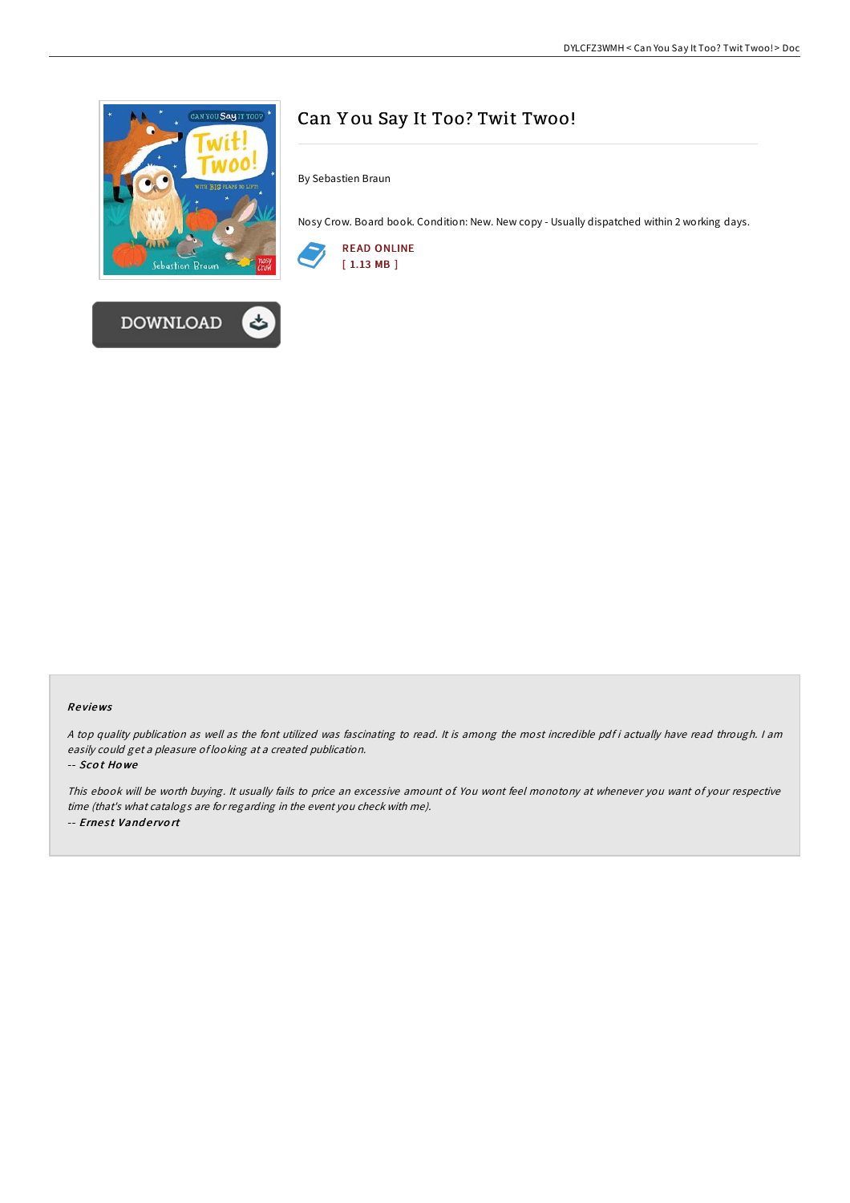# Can You Say It Too? Twit Twoo!

By Sebastien Braun

Nosy Crow. Board book. Condition: New. New copy - Usually dispatched within 2 working days.

READ ONLINE
[ 1.13 MB ]

DOWNLOAD

## Reviews

*A top quality publication as well as the font utilized was fascinating to read. It is among the most incredible pdf i actually have read through. I am easily could get a pleasure of looking at a created publication.*

-- *Scot Howe*

*This ebook will be worth buying. It usually fails to price an excessive amount of. You wont feel monotony at whenever you want of your respective time (that's what catalogs are for regarding in the event you check with me).*

-- *Ernest Vandervort*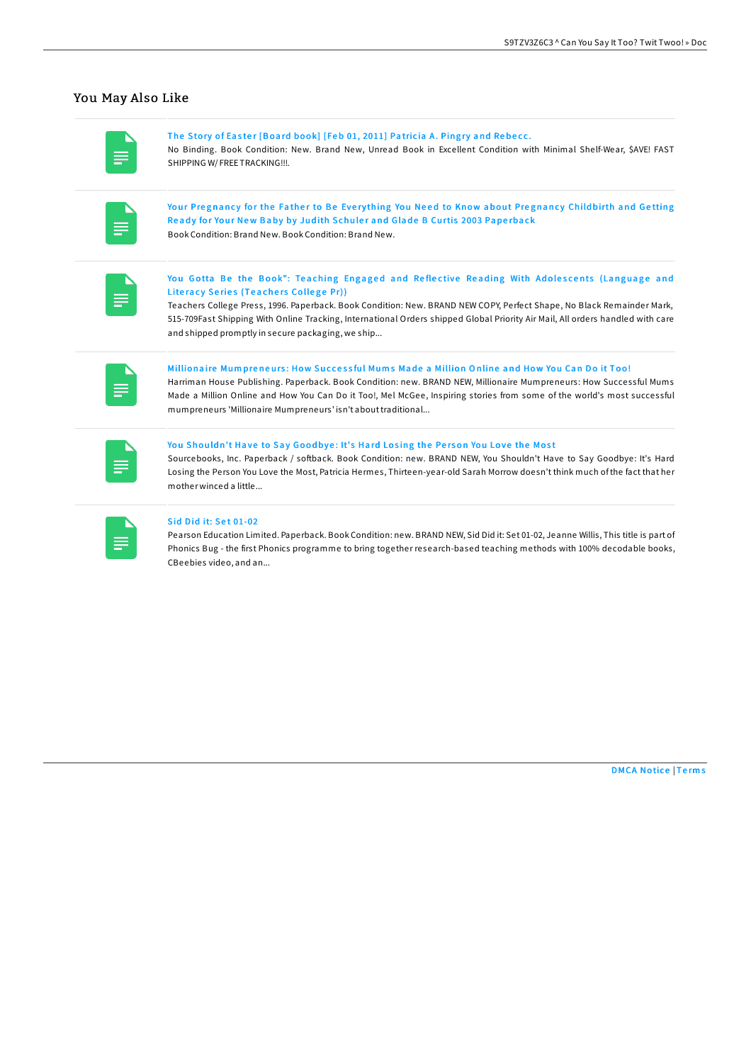## You May Also Like

**The Story of Easter [Board book] [Feb 01, 2011] Patricia A. Pingry and Rebecc.**

No Binding. Book Condition: New. Brand New, Unread Book in Excellent Condition with Minimal Shelf-Wear, $AVE! FAST SHIPPING W/ FREE TRACKING!!!.

**Your Pregnancy for the Father to Be Everything You Need to Know about Pregnancy Childbirth and Getting Ready for Your New Baby by Judith Schuler and Glade B Curtis 2003 Paperback**

Book Condition: Brand New. Book Condition: Brand New.

**You Gotta Be the Book": Teaching Engaged and Reflective Reading With Adolescents (Language and Literacy Series (Teachers College Pr))**

Teachers College Press, 1996. Paperback. Book Condition: New. BRAND NEW COPY, Perfect Shape, No Black Remainder Mark, 515-709Fast Shipping With Online Tracking, International Orders shipped Global Priority Air Mail, All orders handled with care and shipped promptly in secure packaging, we ship...

**Millionaire Mumpreneurs: How Successful Mums Made a Million Online and How You Can Do it Too!**

Harriman House Publishing. Paperback. Book Condition: new. BRAND NEW, Millionaire Mumpreneurs: How Successful Mums Made a Million Online and How You Can Do it Too!, Mel McGee, Inspiring stories from some of the world's most successful mumpreneurs 'Millionaire Mumpreneurs' isn't about traditional...

**You Shouldn't Have to Say Goodbye: It's Hard Losing the Person You Love the Most**

Sourcebooks, Inc. Paperback / softback. Book Condition: new. BRAND NEW, You Shouldn't Have to Say Goodbye: It's Hard Losing the Person You Love the Most, Patricia Hermes, Thirteen-year-old Sarah Morrow doesn't think much of the fact that her mother winced a little...

**Sid Did it: Set 01-02**

Pearson Education Limited. Paperback. Book Condition: new. BRAND NEW, Sid Did it: Set 01-02, Jeanne Willis, This title is part of Phonics Bug - the first Phonics programme to bring together research-based teaching methods with 100% decodable books, CBeebies video, and an...